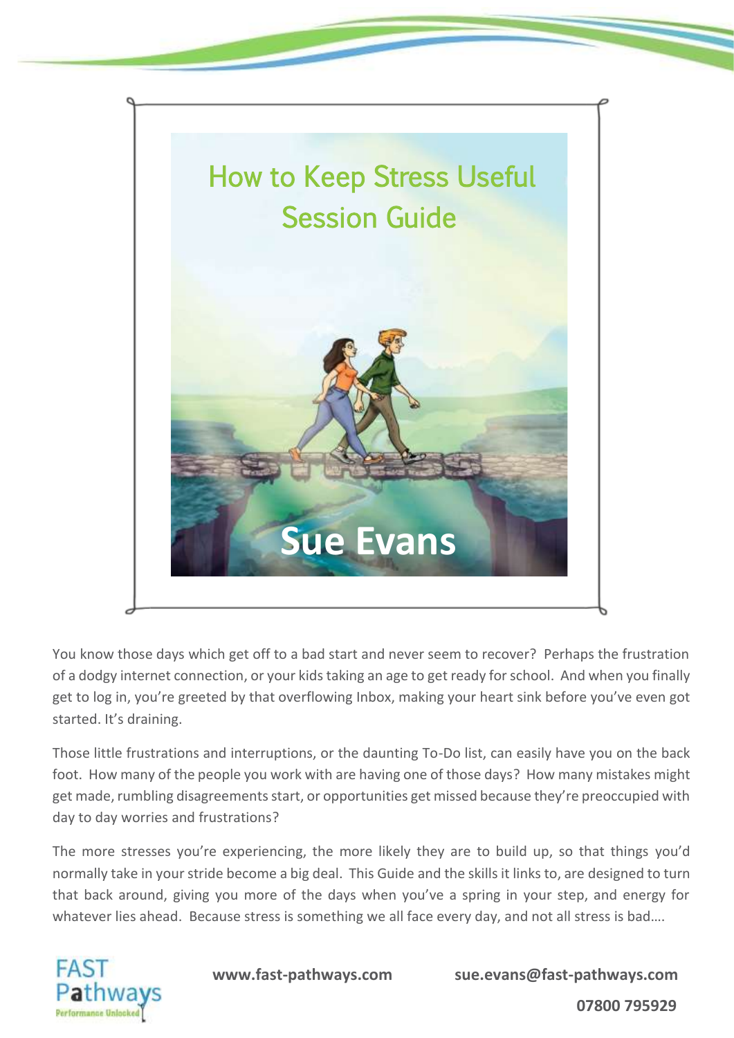# How to Keep Stress Useful Session Guide

**Sue Evans**

You know those days which get off to a bad start and never seem to recover? Perhaps the frustration of a dodgy internet connection, or your kids taking an age to get ready for school. And when you finally get to log in, you're greeted by that overflowing Inbox, making your heart sink before you've even got started. It's draining.

Those little frustrations and interruptions, or the daunting To-Do list, can easily have you on the back foot. How many of the people you work with are having one of those days? How many mistakes might get made, rumbling disagreements start, or opportunities get missed because they're preoccupied with day to day worries and frustrations?

The more stresses you're experiencing, the more likely they are to build up, so that things you'd normally take in your stride become a big deal. This Guide and the skills it links to, are designed to turn that back around, giving you more of the days when you've a spring in your step, and energy for whatever lies ahead. Because stress is something we all face every day, and not all stress is bad….

FAST Pathways — Performance Unlocked

**www.fast-pathways.com** **sue.evans@fast-pathways.com**

**07800 795929**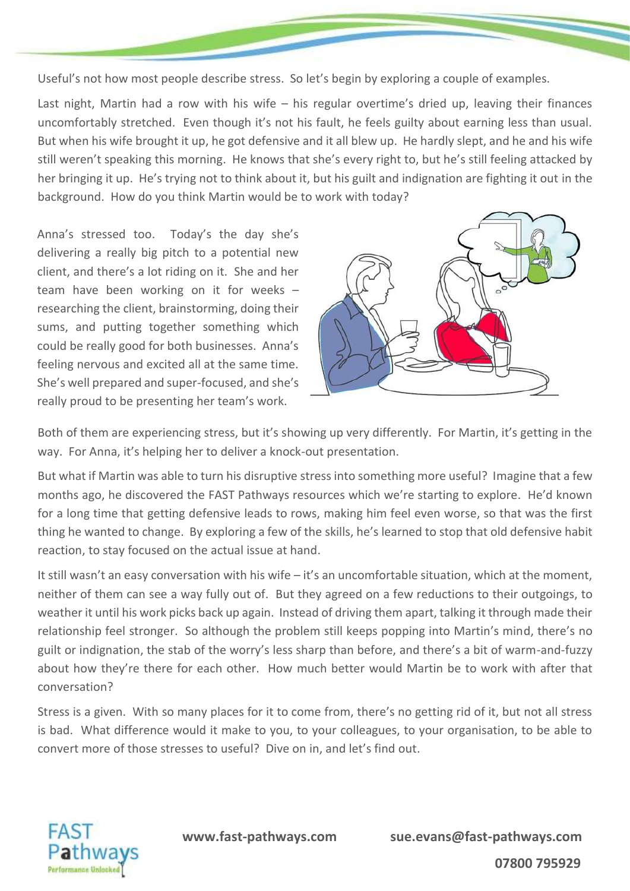Useful's not how most people describe stress. So let's begin by exploring a couple of examples.

Last night, Martin had a row with his wife – his regular overtime's dried up, leaving their finances uncomfortably stretched. Even though it's not his fault, he feels guilty about earning less than usual. But when his wife brought it up, he got defensive and it all blew up. He hardly slept, and he and his wife still weren't speaking this morning. He knows that she's every right to, but he's still feeling attacked by her bringing it up. He's trying not to think about it, but his guilt and indignation are fighting it out in the background. How do you think Martin would be to work with today?

Anna's stressed too. Today's the day she's delivering a really big pitch to a potential new client, and there's a lot riding on it. She and her team have been working on it for weeks – researching the client, brainstorming, doing their sums, and putting together something which could be really good for both businesses. Anna's feeling nervous and excited all at the same time. She's well prepared and super-focused, and she's really proud to be presenting her team's work.

Both of them are experiencing stress, but it's showing up very differently. For Martin, it's getting in the way. For Anna, it's helping her to deliver a knock-out presentation.

But what if Martin was able to turn his disruptive stress into something more useful? Imagine that a few months ago, he discovered the FAST Pathways resources which we're starting to explore. He'd known for a long time that getting defensive leads to rows, making him feel even worse, so that was the first thing he wanted to change. By exploring a few of the skills, he's learned to stop that old defensive habit reaction, to stay focused on the actual issue at hand.

It still wasn't an easy conversation with his wife – it's an uncomfortable situation, which at the moment, neither of them can see a way fully out of. But they agreed on a few reductions to their outgoings, to weather it until his work picks back up again. Instead of driving them apart, talking it through made their relationship feel stronger. So although the problem still keeps popping into Martin's mind, there's no guilt or indignation, the stab of the worry's less sharp than before, and there's a bit of warm-and-fuzzy about how they're there for each other. How much better would Martin be to work with after that conversation?

Stress is a given. With so many places for it to come from, there's no getting rid of it, but not all stress is bad. What difference would it make to you, to your colleagues, to your organisation, to be able to convert more of those stresses to useful? Dive on in, and let's find out.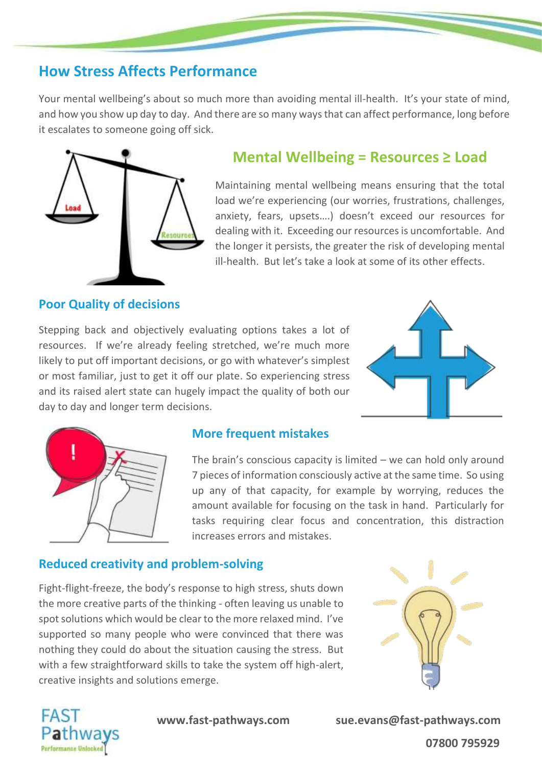## How Stress Affects Performance

Your mental wellbeing's about so much more than avoiding mental ill-health. It's your state of mind, and how you show up day to day. And there are so many ways that can affect performance, long before it escalates to someone going off sick.

### Mental Wellbeing = Resources ≥ Load

Maintaining mental wellbeing means ensuring that the total load we're experiencing (our worries, frustrations, challenges, anxiety, fears, upsets….) doesn't exceed our resources for dealing with it. Exceeding our resources is uncomfortable. And the longer it persists, the greater the risk of developing mental ill-health. But let's take a look at some of its other effects.

### Poor Quality of decisions

Stepping back and objectively evaluating options takes a lot of resources. If we're already feeling stretched, we're much more likely to put off important decisions, or go with whatever's simplest or most familiar, just to get it off our plate. So experiencing stress and its raised alert state can hugely impact the quality of both our day to day and longer term decisions.

### More frequent mistakes

The brain's conscious capacity is limited – we can hold only around 7 pieces of information consciously active at the same time. So using up any of that capacity, for example by worrying, reduces the amount available for focusing on the task in hand. Particularly for tasks requiring clear focus and concentration, this distraction increases errors and mistakes.

### Reduced creativity and problem-solving

Fight-flight-freeze, the body's response to high stress, shuts down the more creative parts of the thinking - often leaving us unable to spot solutions which would be clear to the more relaxed mind. I've supported so many people who were convinced that there was nothing they could do about the situation causing the stress. But with a few straightforward skills to take the system off high-alert, creative insights and solutions emerge.

FAST Pathways Performance Unlocked

**www.fast-pathways.com** **sue.evans@fast-pathways.com**

**07800 795929**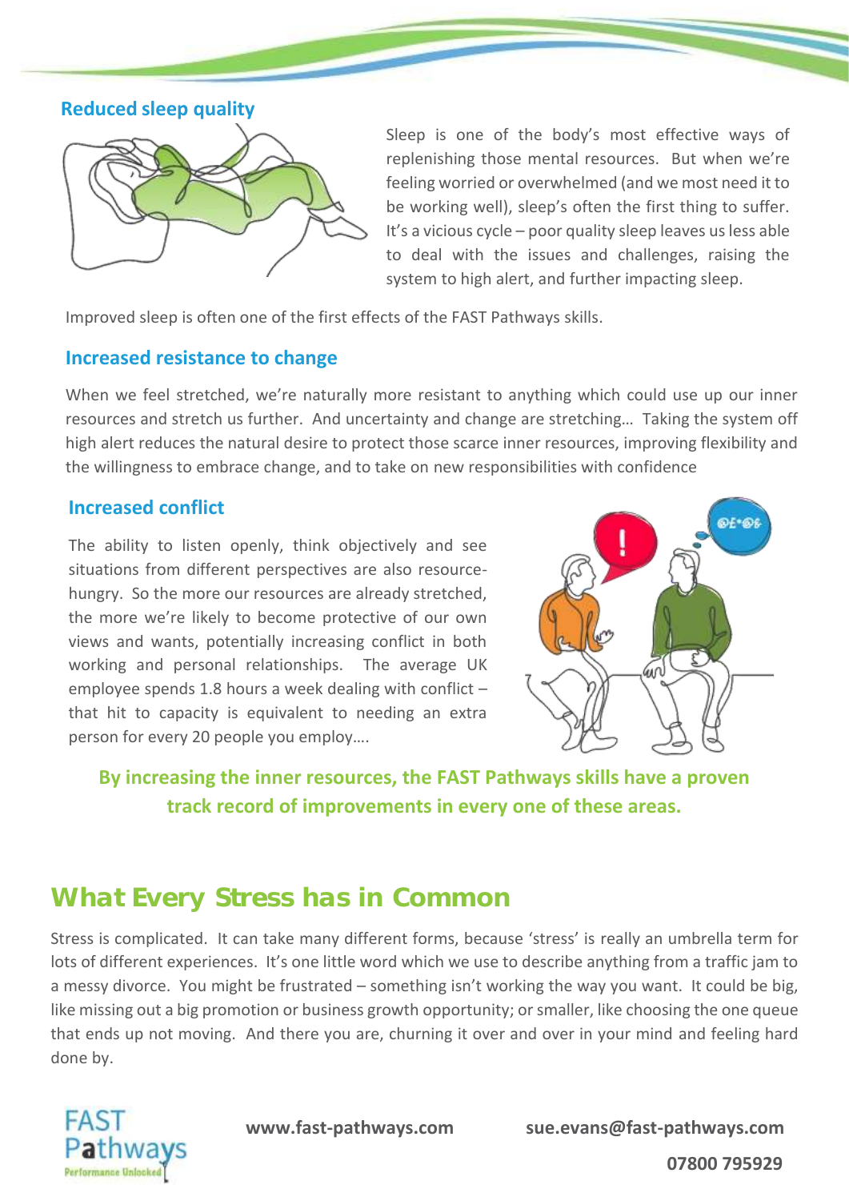### Reduced sleep quality

Sleep is one of the body's most effective ways of replenishing those mental resources. But when we're feeling worried or overwhelmed (and we most need it to be working well), sleep's often the first thing to suffer. It's a vicious cycle – poor quality sleep leaves us less able to deal with the issues and challenges, raising the system to high alert, and further impacting sleep.

Improved sleep is often one of the first effects of the FAST Pathways skills.

### Increased resistance to change

When we feel stretched, we're naturally more resistant to anything which could use up our inner resources and stretch us further. And uncertainty and change are stretching… Taking the system off high alert reduces the natural desire to protect those scarce inner resources, improving flexibility and the willingness to embrace change, and to take on new responsibilities with confidence

### Increased conflict

The ability to listen openly, think objectively and see situations from different perspectives are also resource-hungry. So the more our resources are already stretched, the more we're likely to become protective of our own views and wants, potentially increasing conflict in both working and personal relationships. The average UK employee spends 1.8 hours a week dealing with conflict – that hit to capacity is equivalent to needing an extra person for every 20 people you employ….

**By increasing the inner resources, the FAST Pathways skills have a proven track record of improvements in every one of these areas.**

## What Every Stress has in Common

Stress is complicated. It can take many different forms, because 'stress' is really an umbrella term for lots of different experiences. It's one little word which we use to describe anything from a traffic jam to a messy divorce. You might be frustrated – something isn't working the way you want. It could be big, like missing out a big promotion or business growth opportunity; or smaller, like choosing the one queue that ends up not moving. And there you are, churning it over and over in your mind and feeling hard done by.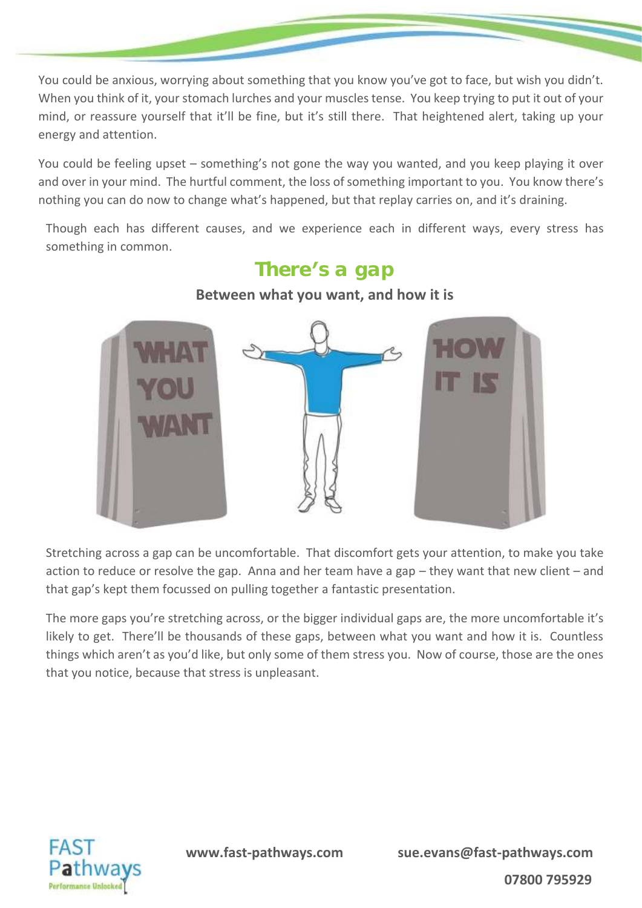You could be anxious, worrying about something that you know you've got to face, but wish you didn't. When you think of it, your stomach lurches and your muscles tense. You keep trying to put it out of your mind, or reassure yourself that it'll be fine, but it's still there. That heightened alert, taking up your energy and attention.

You could be feeling upset – something's not gone the way you wanted, and you keep playing it over and over in your mind. The hurtful comment, the loss of something important to you. You know there's nothing you can do now to change what's happened, but that replay carries on, and it's draining.

Though each has different causes, and we experience each in different ways, every stress has something in common.

## There's a gap

**Between what you want, and how it is**

Stretching across a gap can be uncomfortable. That discomfort gets your attention, to make you take action to reduce or resolve the gap. Anna and her team have a gap – they want that new client – and that gap's kept them focussed on pulling together a fantastic presentation.

The more gaps you're stretching across, or the bigger individual gaps are, the more uncomfortable it's likely to get. There'll be thousands of these gaps, between what you want and how it is. Countless things which aren't as you'd like, but only some of them stress you. Now of course, those are the ones that you notice, because that stress is unpleasant.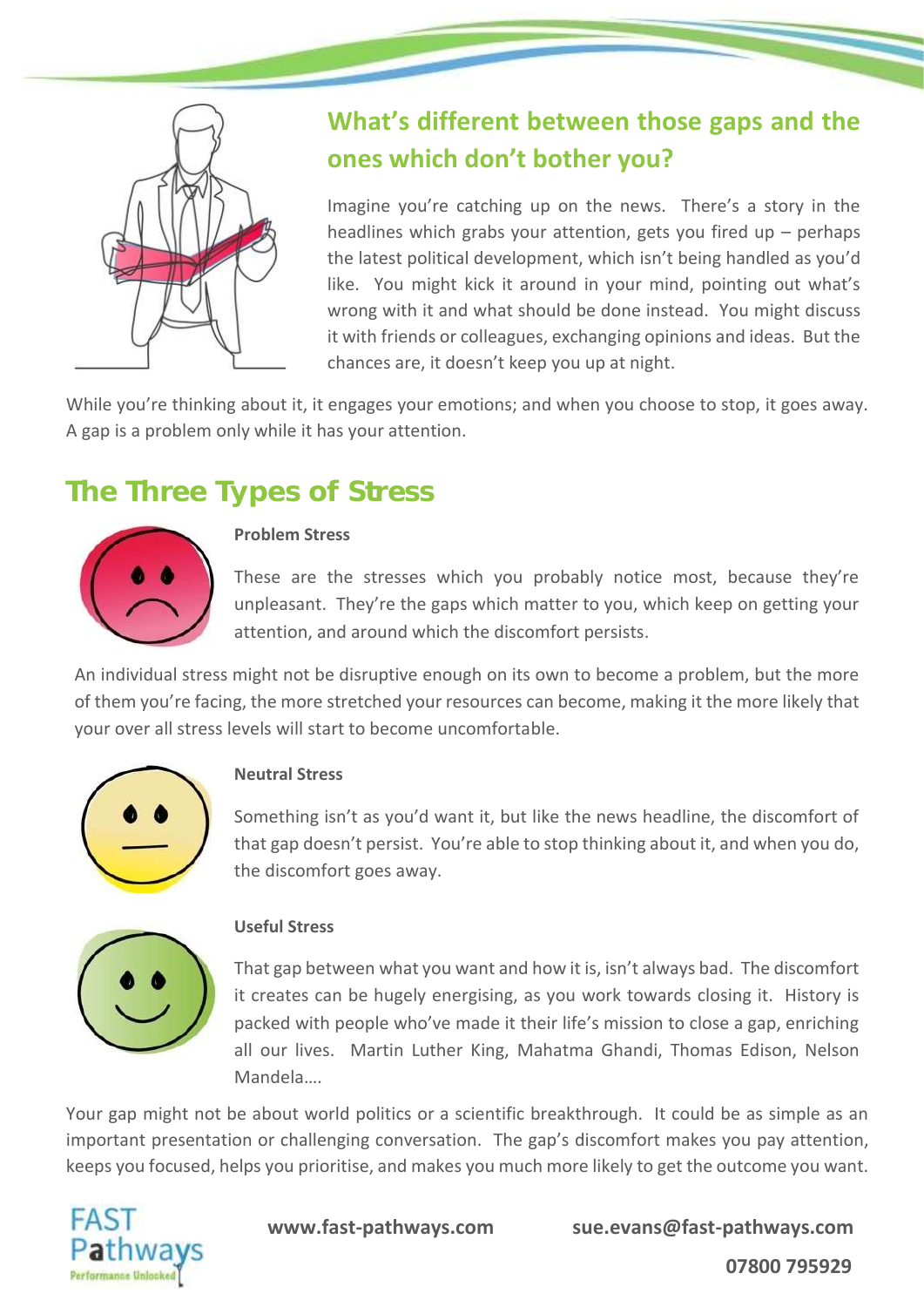## What's different between those gaps and the ones which don't bother you?

Imagine you're catching up on the news. There's a story in the headlines which grabs your attention, gets you fired up – perhaps the latest political development, which isn't being handled as you'd like. You might kick it around in your mind, pointing out what's wrong with it and what should be done instead. You might discuss it with friends or colleagues, exchanging opinions and ideas. But the chances are, it doesn't keep you up at night.

While you're thinking about it, it engages your emotions; and when you choose to stop, it goes away. A gap is a problem only while it has your attention.

## The Three Types of Stress

**Problem Stress**

These are the stresses which you probably notice most, because they're unpleasant. They're the gaps which matter to you, which keep on getting your attention, and around which the discomfort persists.

An individual stress might not be disruptive enough on its own to become a problem, but the more of them you're facing, the more stretched your resources can become, making it the more likely that your over all stress levels will start to become uncomfortable.

**Neutral Stress**

Something isn't as you'd want it, but like the news headline, the discomfort of that gap doesn't persist. You're able to stop thinking about it, and when you do, the discomfort goes away.

**Useful Stress**

That gap between what you want and how it is, isn't always bad. The discomfort it creates can be hugely energising, as you work towards closing it. History is packed with people who've made it their life's mission to close a gap, enriching all our lives. Martin Luther King, Mahatma Ghandi, Thomas Edison, Nelson Mandela….

Your gap might not be about world politics or a scientific breakthrough. It could be as simple as an important presentation or challenging conversation. The gap's discomfort makes you pay attention, keeps you focused, helps you prioritise, and makes you much more likely to get the outcome you want.

FAST Pathways
Performance Unlocked

**www.fast-pathways.com** **sue.evans@fast-pathways.com**

**07800 795929**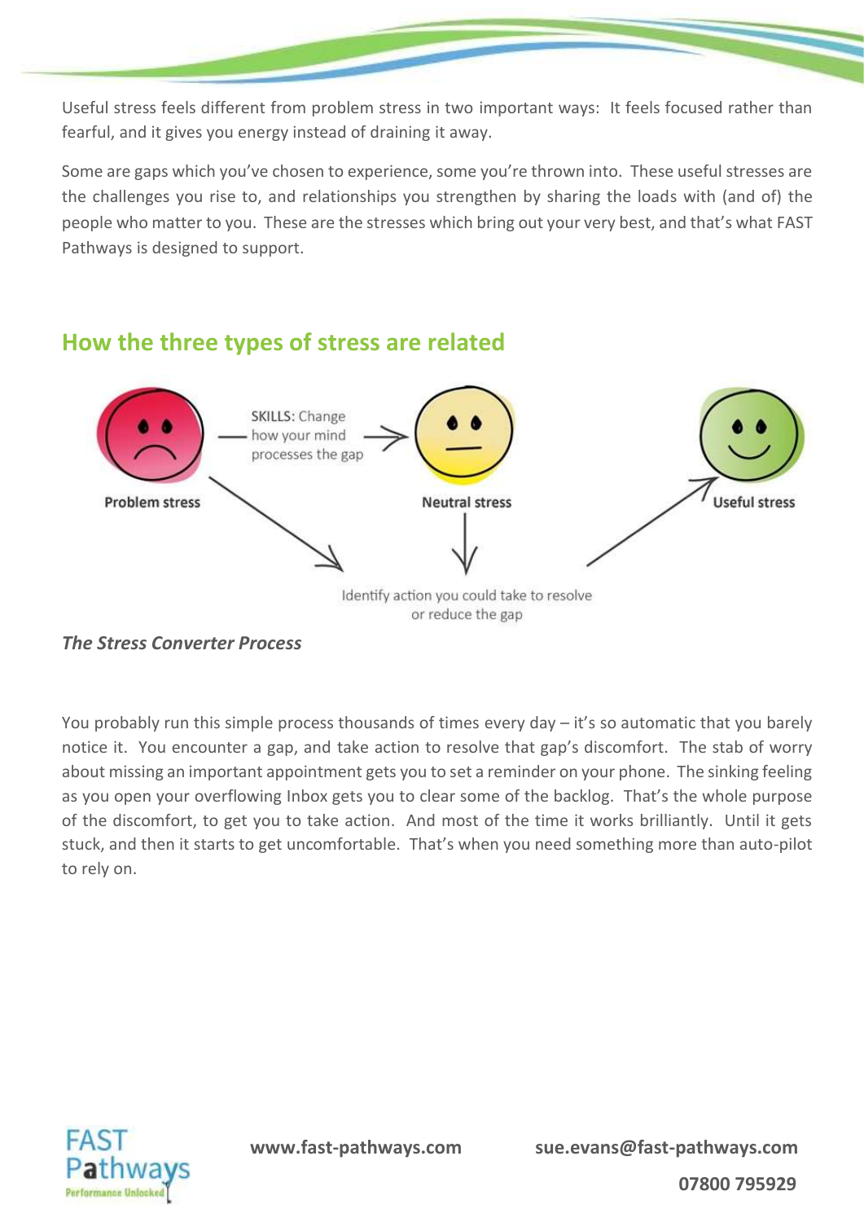Useful stress feels different from problem stress in two important ways: It feels focused rather than fearful, and it gives you energy instead of draining it away.

Some are gaps which you've chosen to experience, some you're thrown into. These useful stresses are the challenges you rise to, and relationships you strengthen by sharing the loads with (and of) the people who matter to you. These are the stresses which bring out your very best, and that's what FAST Pathways is designed to support.

## How the three types of stress are related

Problem stress — SKILLS: Change how your mind processes the gap → Neutral stress

Problem stress / Neutral stress → Identify action you could take to resolve or reduce the gap → Useful stress

*The Stress Converter Process*

You probably run this simple process thousands of times every day – it's so automatic that you barely notice it. You encounter a gap, and take action to resolve that gap's discomfort. The stab of worry about missing an important appointment gets you to set a reminder on your phone. The sinking feeling as you open your overflowing Inbox gets you to clear some of the backlog. That's the whole purpose of the discomfort, to get you to take action. And most of the time it works brilliantly. Until it gets stuck, and then it starts to get uncomfortable. That's when you need something more than auto-pilot to rely on.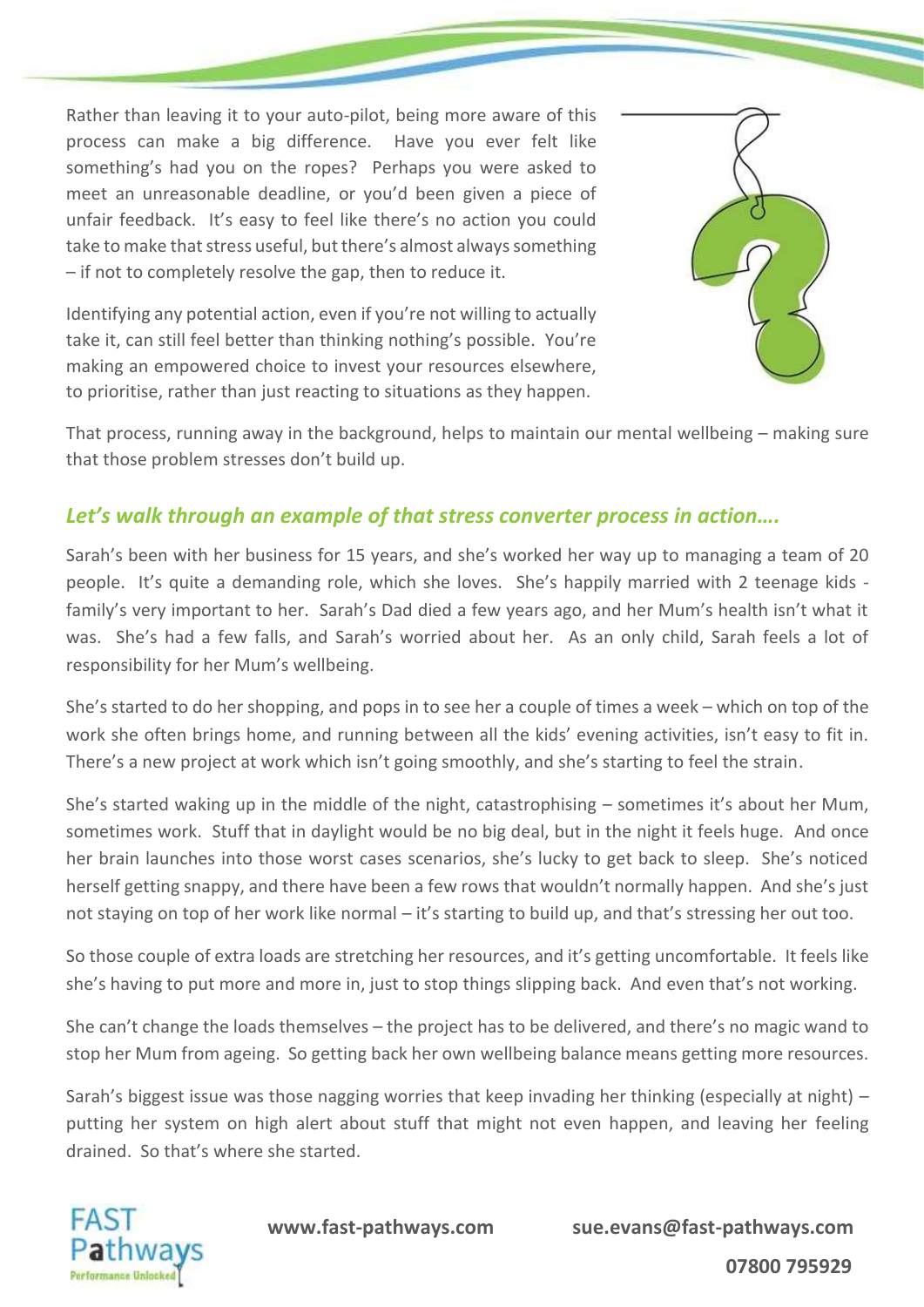Rather than leaving it to your auto-pilot, being more aware of this process can make a big difference. Have you ever felt like something's had you on the ropes? Perhaps you were asked to meet an unreasonable deadline, or you'd been given a piece of unfair feedback. It's easy to feel like there's no action you could take to make that stress useful, but there's almost always something – if not to completely resolve the gap, then to reduce it.

Identifying any potential action, even if you're not willing to actually take it, can still feel better than thinking nothing's possible. You're making an empowered choice to invest your resources elsewhere, to prioritise, rather than just reacting to situations as they happen.

That process, running away in the background, helps to maintain our mental wellbeing – making sure that those problem stresses don't build up.

### *Let's walk through an example of that stress converter process in action….*

Sarah's been with her business for 15 years, and she's worked her way up to managing a team of 20 people. It's quite a demanding role, which she loves. She's happily married with 2 teenage kids - family's very important to her. Sarah's Dad died a few years ago, and her Mum's health isn't what it was. She's had a few falls, and Sarah's worried about her. As an only child, Sarah feels a lot of responsibility for her Mum's wellbeing.

She's started to do her shopping, and pops in to see her a couple of times a week – which on top of the work she often brings home, and running between all the kids' evening activities, isn't easy to fit in. There's a new project at work which isn't going smoothly, and she's starting to feel the strain.

She's started waking up in the middle of the night, catastrophising – sometimes it's about her Mum, sometimes work. Stuff that in daylight would be no big deal, but in the night it feels huge. And once her brain launches into those worst cases scenarios, she's lucky to get back to sleep. She's noticed herself getting snappy, and there have been a few rows that wouldn't normally happen. And she's just not staying on top of her work like normal – it's starting to build up, and that's stressing her out too.

So those couple of extra loads are stretching her resources, and it's getting uncomfortable. It feels like she's having to put more and more in, just to stop things slipping back. And even that's not working.

She can't change the loads themselves – the project has to be delivered, and there's no magic wand to stop her Mum from ageing. So getting back her own wellbeing balance means getting more resources.

Sarah's biggest issue was those nagging worries that keep invading her thinking (especially at night) – putting her system on high alert about stuff that might not even happen, and leaving her feeling drained. So that's where she started.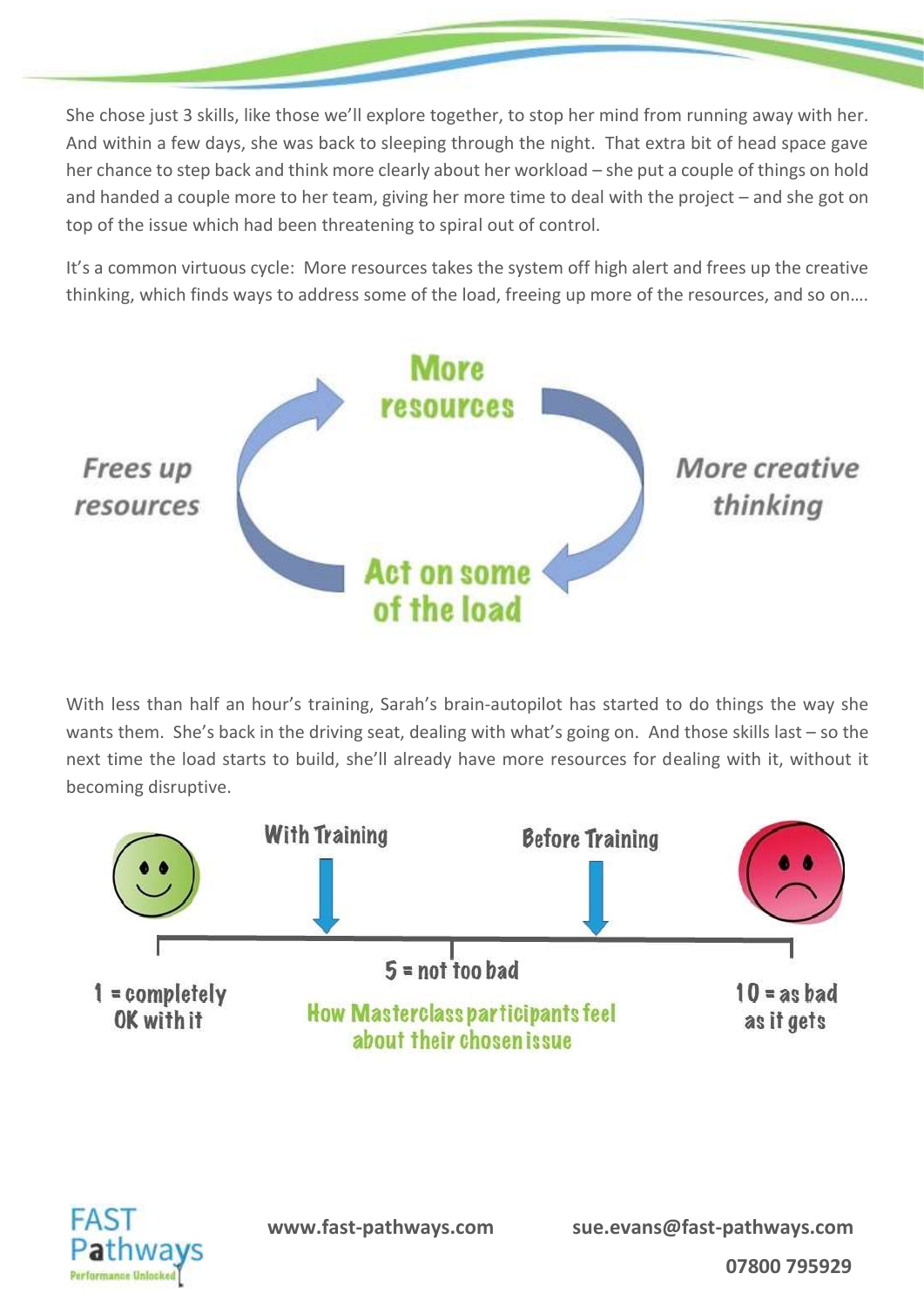She chose just 3 skills, like those we'll explore together, to stop her mind from running away with her. And within a few days, she was back to sleeping through the night. That extra bit of head space gave her chance to step back and think more clearly about her workload – she put a couple of things on hold and handed a couple more to her team, giving her more time to deal with the project – and she got on top of the issue which had been threatening to spiral out of control.

It's a common virtuous cycle: More resources takes the system off high alert and frees up the creative thinking, which finds ways to address some of the load, freeing up more of the resources, and so on….

More resources

More creative thinking

Act on some of the load

Frees up resources

With less than half an hour's training, Sarah's brain-autopilot has started to do things the way she wants them. She's back in the driving seat, dealing with what's going on. And those skills last – so the next time the load starts to build, she'll already have more resources for dealing with it, without it becoming disruptive.

With Training

Before Training

1 = completely OK with it

5 = not too bad

10 = as bad as it gets

How Masterclass participants feel about their chosen issue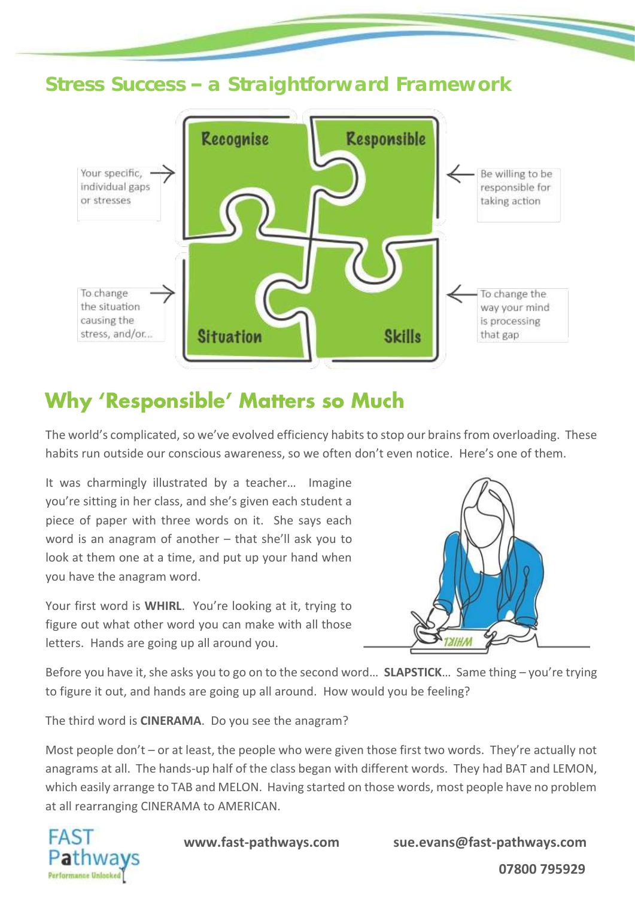## Stress Success – a Straightforward Framework

Your specific, individual gaps or stresses → **Recognise**

Be willing to be responsible for taking action → **Responsible**

To change the situation causing the stress, and/or... → **Situation**

To change the way your mind is processing that gap → **Skills**

## Why 'Responsible' Matters so Much

The world's complicated, so we've evolved efficiency habits to stop our brains from overloading. These habits run outside our conscious awareness, so we often don't even notice. Here's one of them.

It was charmingly illustrated by a teacher… Imagine you're sitting in her class, and she's given each student a piece of paper with three words on it. She says each word is an anagram of another – that she'll ask you to look at them one at a time, and put up your hand when you have the anagram word.

Your first word is **WHIRL**. You're looking at it, trying to figure out what other word you can make with all those letters. Hands are going up all around you.

Before you have it, she asks you to go on to the second word… **SLAPSTICK**… Same thing – you're trying to figure it out, and hands are going up all around. How would you be feeling?

The third word is **CINERAMA**. Do you see the anagram?

Most people don't – or at least, the people who were given those first two words. They're actually not anagrams at all. The hands-up half of the class began with different words. They had BAT and LEMON, which easily arrange to TAB and MELON. Having started on those words, most people have no problem at all rearranging CINERAMA to AMERICAN.

FAST Pathways – Performance Unlocked

**www.fast-pathways.com** **sue.evans@fast-pathways.com**

**07800 795929**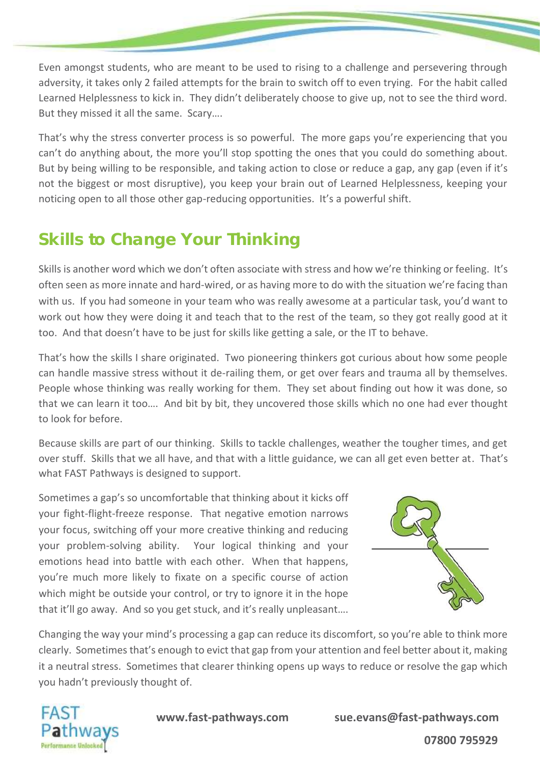Even amongst students, who are meant to be used to rising to a challenge and persevering through adversity, it takes only 2 failed attempts for the brain to switch off to even trying. For the habit called Learned Helplessness to kick in. They didn't deliberately choose to give up, not to see the third word. But they missed it all the same. Scary….

That's why the stress converter process is so powerful. The more gaps you're experiencing that you can't do anything about, the more you'll stop spotting the ones that you could do something about. But by being willing to be responsible, and taking action to close or reduce a gap, any gap (even if it's not the biggest or most disruptive), you keep your brain out of Learned Helplessness, keeping your noticing open to all those other gap-reducing opportunities. It's a powerful shift.

## Skills to Change Your Thinking

Skills is another word which we don't often associate with stress and how we're thinking or feeling. It's often seen as more innate and hard-wired, or as having more to do with the situation we're facing than with us. If you had someone in your team who was really awesome at a particular task, you'd want to work out how they were doing it and teach that to the rest of the team, so they got really good at it too. And that doesn't have to be just for skills like getting a sale, or the IT to behave.

That's how the skills I share originated. Two pioneering thinkers got curious about how some people can handle massive stress without it de-railing them, or get over fears and trauma all by themselves. People whose thinking was really working for them. They set about finding out how it was done, so that we can learn it too…. And bit by bit, they uncovered those skills which no one had ever thought to look for before.

Because skills are part of our thinking. Skills to tackle challenges, weather the tougher times, and get over stuff. Skills that we all have, and that with a little guidance, we can all get even better at. That's what FAST Pathways is designed to support.

Sometimes a gap's so uncomfortable that thinking about it kicks off your fight-flight-freeze response. That negative emotion narrows your focus, switching off your more creative thinking and reducing your problem-solving ability. Your logical thinking and your emotions head into battle with each other. When that happens, you're much more likely to fixate on a specific course of action which might be outside your control, or try to ignore it in the hope that it'll go away. And so you get stuck, and it's really unpleasant….

Changing the way your mind's processing a gap can reduce its discomfort, so you're able to think more clearly. Sometimes that's enough to evict that gap from your attention and feel better about it, making it a neutral stress. Sometimes that clearer thinking opens up ways to reduce or resolve the gap which you hadn't previously thought of.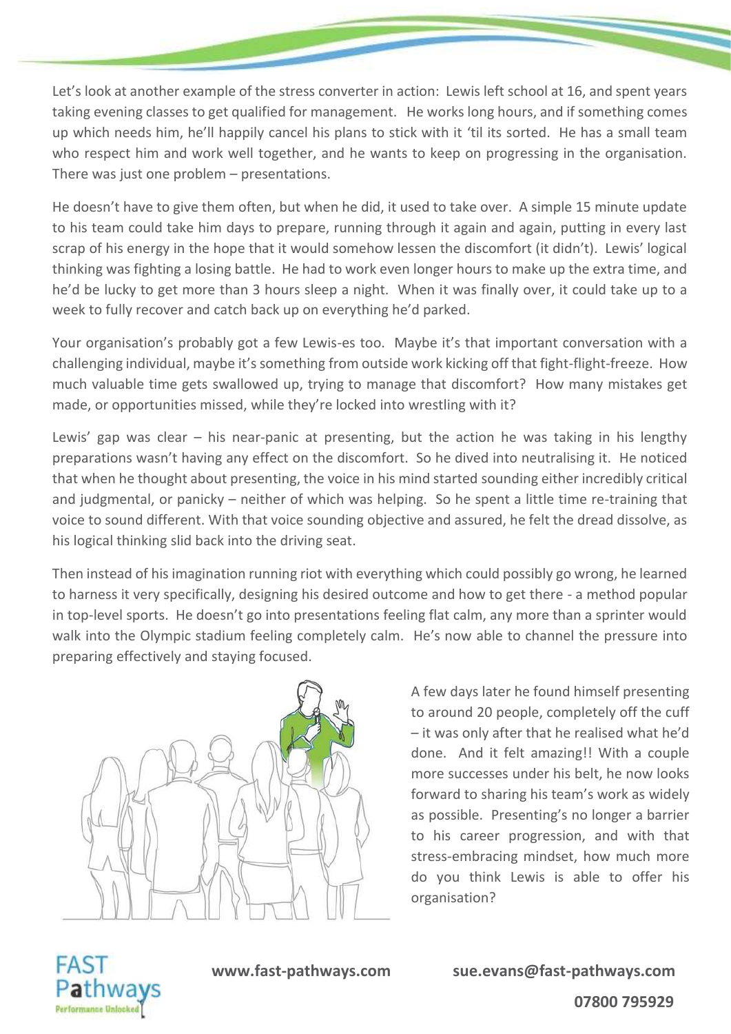Let's look at another example of the stress converter in action: Lewis left school at 16, and spent years taking evening classes to get qualified for management. He works long hours, and if something comes up which needs him, he'll happily cancel his plans to stick with it 'til its sorted. He has a small team who respect him and work well together, and he wants to keep on progressing in the organisation. There was just one problem – presentations.

He doesn't have to give them often, but when he did, it used to take over. A simple 15 minute update to his team could take him days to prepare, running through it again and again, putting in every last scrap of his energy in the hope that it would somehow lessen the discomfort (it didn't). Lewis' logical thinking was fighting a losing battle. He had to work even longer hours to make up the extra time, and he'd be lucky to get more than 3 hours sleep a night. When it was finally over, it could take up to a week to fully recover and catch back up on everything he'd parked.

Your organisation's probably got a few Lewis-es too. Maybe it's that important conversation with a challenging individual, maybe it's something from outside work kicking off that fight-flight-freeze. How much valuable time gets swallowed up, trying to manage that discomfort? How many mistakes get made, or opportunities missed, while they're locked into wrestling with it?

Lewis' gap was clear – his near-panic at presenting, but the action he was taking in his lengthy preparations wasn't having any effect on the discomfort. So he dived into neutralising it. He noticed that when he thought about presenting, the voice in his mind started sounding either incredibly critical and judgmental, or panicky – neither of which was helping. So he spent a little time re-training that voice to sound different. With that voice sounding objective and assured, he felt the dread dissolve, as his logical thinking slid back into the driving seat.

Then instead of his imagination running riot with everything which could possibly go wrong, he learned to harness it very specifically, designing his desired outcome and how to get there - a method popular in top-level sports. He doesn't go into presentations feeling flat calm, any more than a sprinter would walk into the Olympic stadium feeling completely calm. He's now able to channel the pressure into preparing effectively and staying focused.

A few days later he found himself presenting to around 20 people, completely off the cuff – it was only after that he realised what he'd done. And it felt amazing!! With a couple more successes under his belt, he now looks forward to sharing his team's work as widely as possible. Presenting's no longer a barrier to his career progression, and with that stress-embracing mindset, how much more do you think Lewis is able to offer his organisation?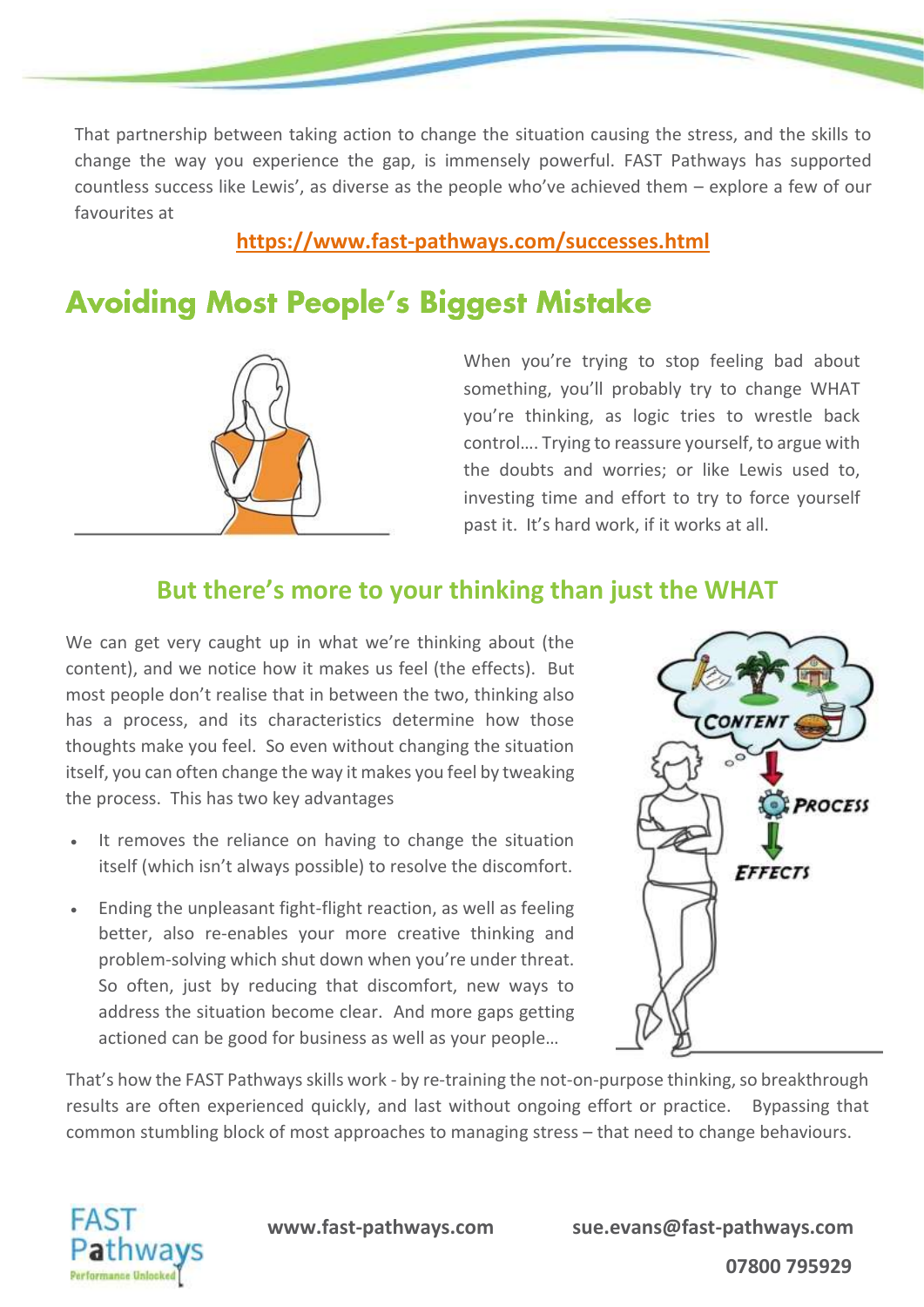That partnership between taking action to change the situation causing the stress, and the skills to change the way you experience the gap, is immensely powerful. FAST Pathways has supported countless success like Lewis', as diverse as the people who've achieved them – explore a few of our favourites at

**https://www.fast-pathways.com/successes.html**

## Avoiding Most People's Biggest Mistake

When you're trying to stop feeling bad about something, you'll probably try to change WHAT you're thinking, as logic tries to wrestle back control…. Trying to reassure yourself, to argue with the doubts and worries; or like Lewis used to, investing time and effort to try to force yourself past it. It's hard work, if it works at all.

### But there's more to your thinking than just the WHAT

We can get very caught up in what we're thinking about (the content), and we notice how it makes us feel (the effects). But most people don't realise that in between the two, thinking also has a process, and its characteristics determine how those thoughts make you feel. So even without changing the situation itself, you can often change the way it makes you feel by tweaking the process. This has two key advantages

- It removes the reliance on having to change the situation itself (which isn't always possible) to resolve the discomfort.
- Ending the unpleasant fight-flight reaction, as well as feeling better, also re-enables your more creative thinking and problem-solving which shut down when you're under threat. So often, just by reducing that discomfort, new ways to address the situation become clear. And more gaps getting actioned can be good for business as well as your people…

CONTENT

PROCESS

EFFECTS

That's how the FAST Pathways skills work - by re-training the not-on-purpose thinking, so breakthrough results are often experienced quickly, and last without ongoing effort or practice. Bypassing that common stumbling block of most approaches to managing stress – that need to change behaviours.

**www.fast-pathways.com** **sue.evans@fast-pathways.com**

**07800 795929**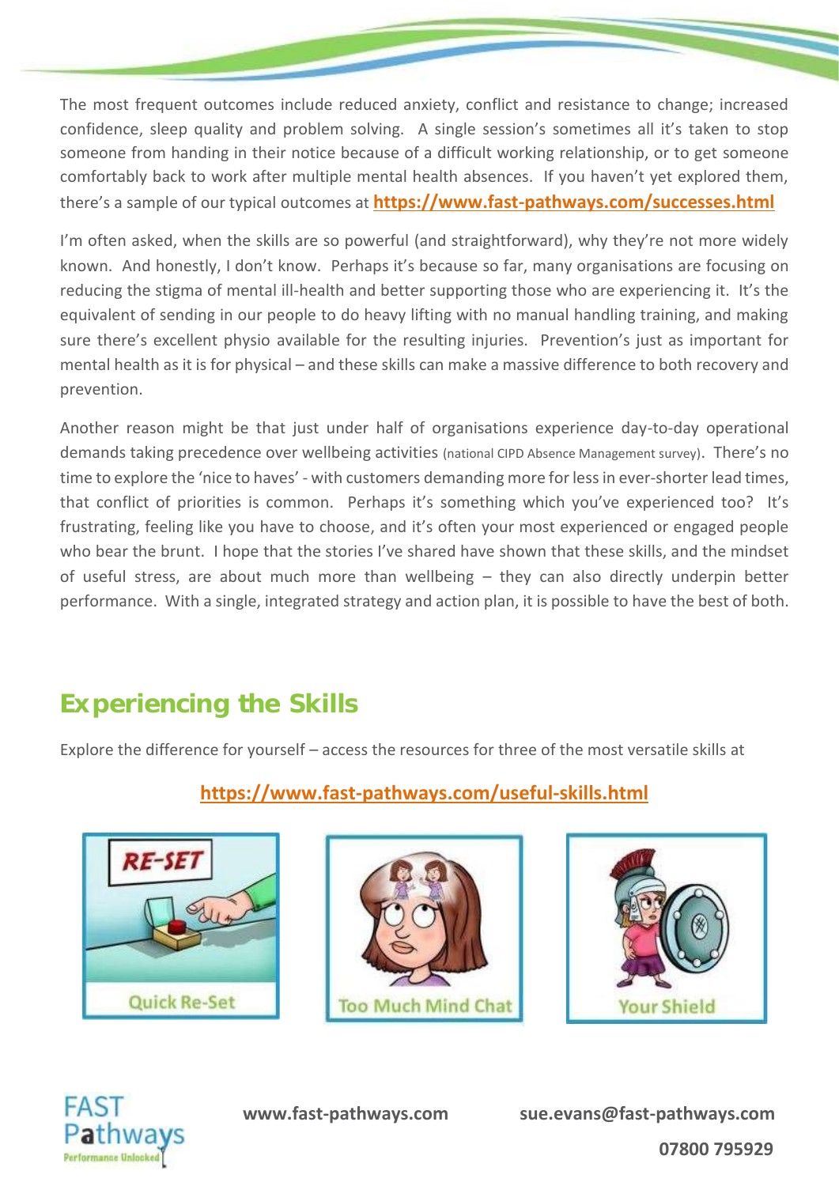The most frequent outcomes include reduced anxiety, conflict and resistance to change; increased confidence, sleep quality and problem solving. A single session's sometimes all it's taken to stop someone from handing in their notice because of a difficult working relationship, or to get someone comfortably back to work after multiple mental health absences. If you haven't yet explored them, there's a sample of our typical outcomes at **https://www.fast-pathways.com/successes.html**

I'm often asked, when the skills are so powerful (and straightforward), why they're not more widely known. And honestly, I don't know. Perhaps it's because so far, many organisations are focusing on reducing the stigma of mental ill-health and better supporting those who are experiencing it. It's the equivalent of sending in our people to do heavy lifting with no manual handling training, and making sure there's excellent physio available for the resulting injuries. Prevention's just as important for mental health as it is for physical – and these skills can make a massive difference to both recovery and prevention.

Another reason might be that just under half of organisations experience day-to-day operational demands taking precedence over wellbeing activities (national CIPD Absence Management survey). There's no time to explore the 'nice to haves' - with customers demanding more for less in ever-shorter lead times, that conflict of priorities is common. Perhaps it's something which you've experienced too? It's frustrating, feeling like you have to choose, and it's often your most experienced or engaged people who bear the brunt. I hope that the stories I've shared have shown that these skills, and the mindset of useful stress, are about much more than wellbeing – they can also directly underpin better performance. With a single, integrated strategy and action plan, it is possible to have the best of both.

## Experiencing the Skills

Explore the difference for yourself – access the resources for three of the most versatile skills at

**https://www.fast-pathways.com/useful-skills.html**

Quick Re-Set

Too Much Mind Chat

Your Shield

**www.fast-pathways.com** **sue.evans@fast-pathways.com**

**07800 795929**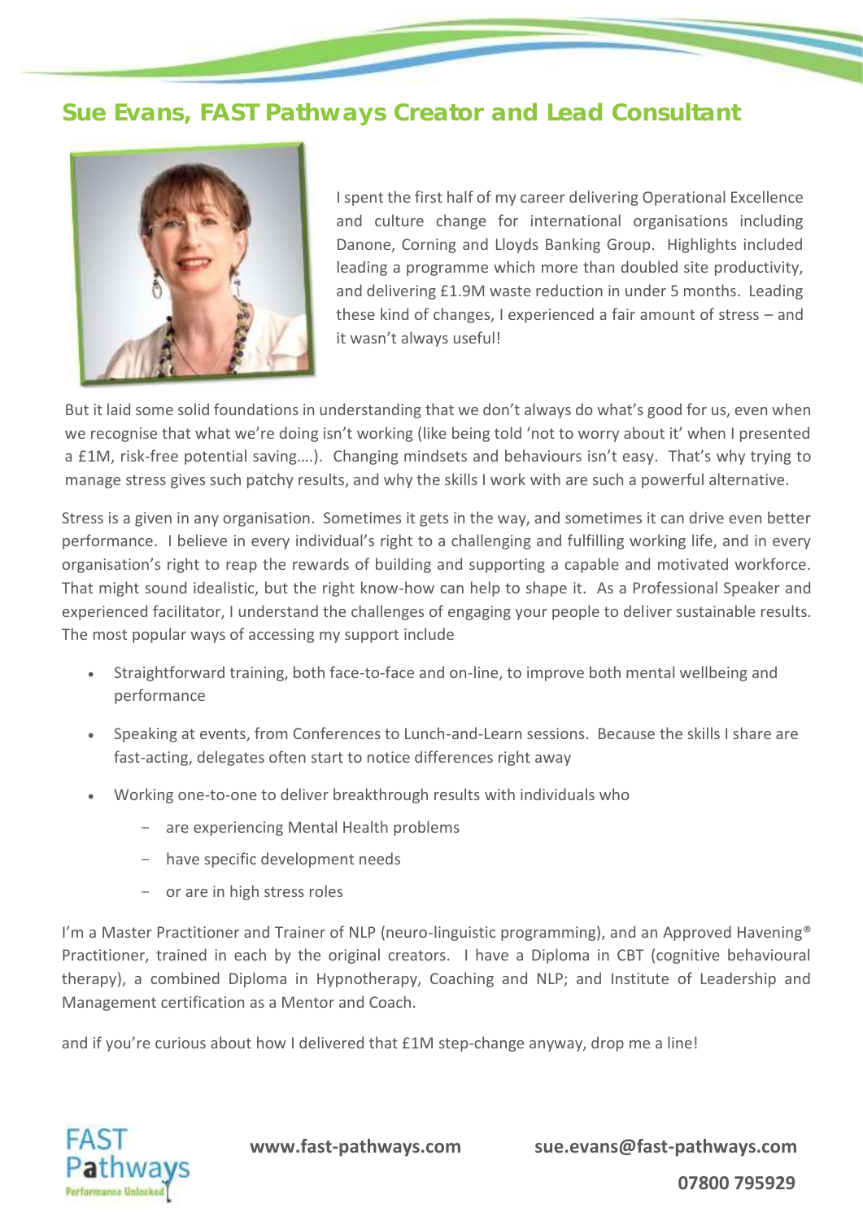## Sue Evans, FAST Pathways Creator and Lead Consultant

I spent the first half of my career delivering Operational Excellence and culture change for international organisations including Danone, Corning and Lloyds Banking Group. Highlights included leading a programme which more than doubled site productivity, and delivering £1.9M waste reduction in under 5 months. Leading these kind of changes, I experienced a fair amount of stress – and it wasn't always useful!

But it laid some solid foundations in understanding that we don't always do what's good for us, even when we recognise that what we're doing isn't working (like being told 'not to worry about it' when I presented a £1M, risk-free potential saving….). Changing mindsets and behaviours isn't easy. That's why trying to manage stress gives such patchy results, and why the skills I work with are such a powerful alternative.

Stress is a given in any organisation. Sometimes it gets in the way, and sometimes it can drive even better performance. I believe in every individual's right to a challenging and fulfilling working life, and in every organisation's right to reap the rewards of building and supporting a capable and motivated workforce. That might sound idealistic, but the right know-how can help to shape it. As a Professional Speaker and experienced facilitator, I understand the challenges of engaging your people to deliver sustainable results. The most popular ways of accessing my support include

- Straightforward training, both face-to-face and on-line, to improve both mental wellbeing and performance
- Speaking at events, from Conferences to Lunch-and-Learn sessions. Because the skills I share are fast-acting, delegates often start to notice differences right away
- Working one-to-one to deliver breakthrough results with individuals who
  - are experiencing Mental Health problems
  - have specific development needs
  - or are in high stress roles

I'm a Master Practitioner and Trainer of NLP (neuro-linguistic programming), and an Approved Havening® Practitioner, trained in each by the original creators. I have a Diploma in CBT (cognitive behavioural therapy), a combined Diploma in Hypnotherapy, Coaching and NLP; and Institute of Leadership and Management certification as a Mentor and Coach.

and if you're curious about how I delivered that £1M step-change anyway, drop me a line!

FAST Pathways
Performance Unlocked

**www.fast-pathways.com** **sue.evans@fast-pathways.com**

**07800 795929**